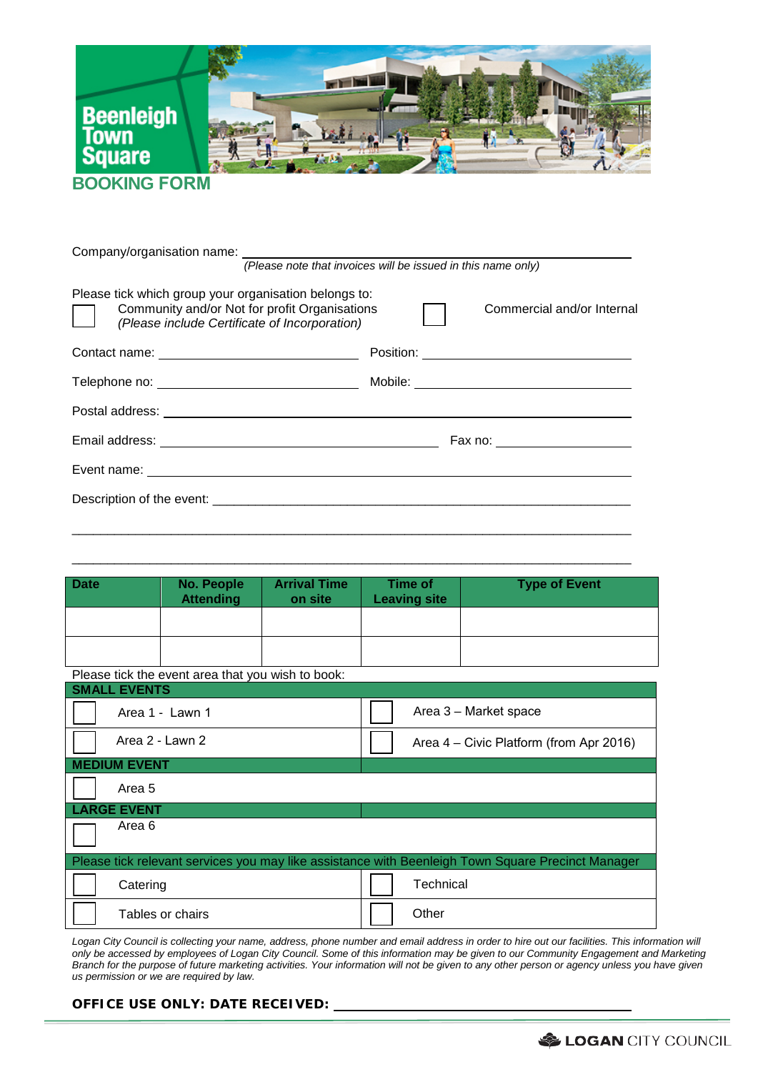# Beenleigh Town Square

## BOOKING FORM

Company/organisation name: ___________________________________________

*(Please note that invoices will be issued in this name only)*

Please tick which group your organisation belongs to:

☐ Community and/or Not for profit Organisations *(Please include Certificate of Incorporation)*

☐ Commercial and/or Internal

Contact name: ______________________ Position: ______________________

Telephone no: ______________________ Mobile: ______________________

Postal address: ___________________________________________

Email address: ______________________________ Fax no: ______________

Event name: ___________________________________________

Description of the event: ___________________________________________

___________________________________________

___________________________________________

| Date | No. People Attending | Arrival Time on site | Time of Leaving site | Type of Event |
|---|---|---|---|---|
| | | | | |
| | | | | |

Please tick the event area that you wish to book:

| **SMALL EVENTS** | |
|---|---|
| ☐ Area 1 - Lawn 1 | ☐ Area 3 – Market space |
| ☐ Area 2 - Lawn 2 | ☐ Area 4 – Civic Platform (from Apr 2016) |
| **MEDIUM EVENT** | |
| ☐ Area 5 | |
| **LARGE EVENT** | |
| ☐ Area 6 | |
| **Please tick relevant services you may like assistance with Beenleigh Town Square Precinct Manager** | |
| ☐ Catering | ☐ Technical |
| ☐ Tables or chairs | ☐ Other |

*Logan City Council is collecting your name, address, phone number and email address in order to hire out our facilities. This information will only be accessed by employees of Logan City Council. Some of this information may be given to our Community Engagement and Marketing Branch for the purpose of future marketing activities. Your information will not be given to any other person or agency unless you have given us permission or we are required by law.*

**OFFICE USE ONLY: DATE RECEIVED:** ______________________

LOGAN CITY COUNCIL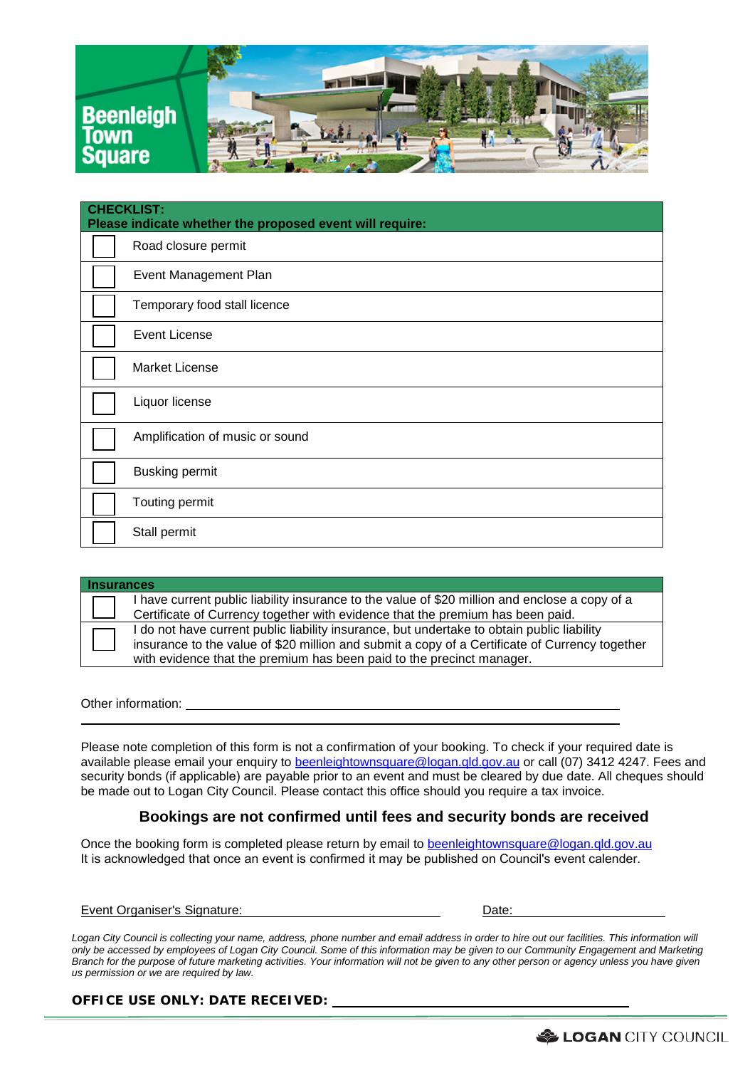Beenleigh Town Square

| CHECKLIST: Please indicate whether the proposed event will require: | |
|---|---|
| ☐ | Road closure permit |
| ☐ | Event Management Plan |
| ☐ | Temporary food stall licence |
| ☐ | Event License |
| ☐ | Market License |
| ☐ | Liquor license |
| ☐ | Amplification of music or sound |
| ☐ | Busking permit |
| ☐ | Touting permit |
| ☐ | Stall permit |

| Insurances | |
|---|---|
| ☐ | I have current public liability insurance to the value of $20 million and enclose a copy of a Certificate of Currency together with evidence that the premium has been paid. |
| ☐ | I do not have current public liability insurance, but undertake to obtain public liability insurance to the value of $20 million and submit a copy of a Certificate of Currency together with evidence that the premium has been paid to the precinct manager. |

Other information: ______________________________________________

Please note completion of this form is not a confirmation of your booking. To check if your required date is available please email your enquiry to beenleightownsquare@logan.qld.gov.au or call (07) 3412 4247. Fees and security bonds (if applicable) are payable prior to an event and must be cleared by due date. All cheques should be made out to Logan City Council. Please contact this office should you require a tax invoice.

**Bookings are not confirmed until fees and security bonds are received**

Once the booking form is completed please return by email to beenleightownsquare@logan.qld.gov.au
It is acknowledged that once an event is confirmed it may be published on Council's event calender.

Event Organiser's Signature: ______________________ Date: ______________

*Logan City Council is collecting your name, address, phone number and email address in order to hire out our facilities. This information will only be accessed by employees of Logan City Council. Some of this information may be given to our Community Engagement and Marketing Branch for the purpose of future marketing activities. Your information will not be given to any other person or agency unless you have given us permission or we are required by law.*

**OFFICE USE ONLY: DATE RECEIVED:** ______________________

LOGAN CITY COUNCIL